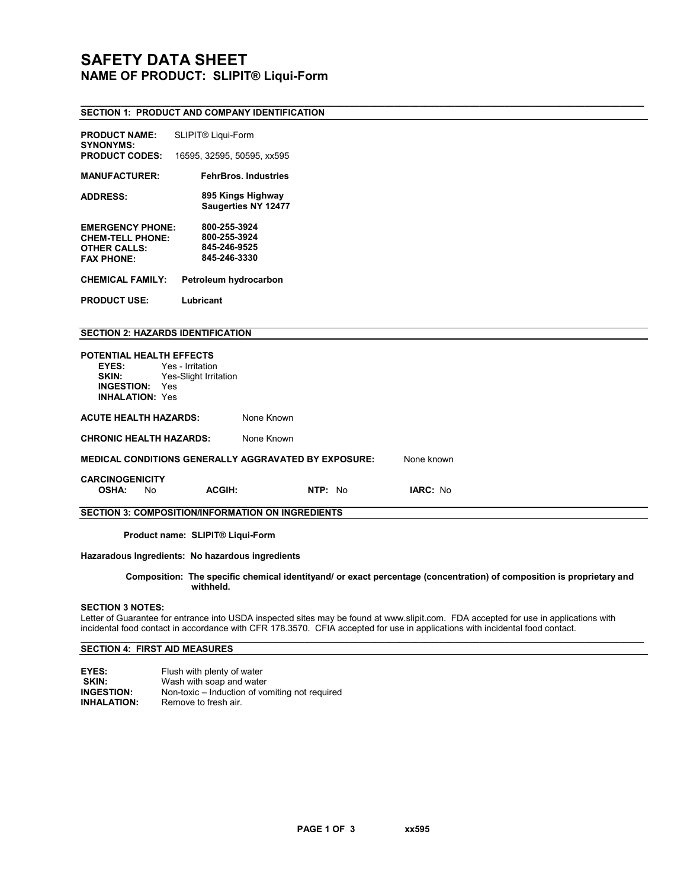# SAFETY DATA SHEET

## NAME OF PRODUCT: SLIPIT® Liqui-Form

### SECTION 1: PRODUCT AND COMPANY IDENTIFICATION

**PRODUCT NAME:** SLIPIT® Liqui-Form
**SYNONYMS:**
**PRODUCT CODES:** 16595, 32595, 50595, xx595

**MANUFACTURER:** **FehrBros. Industries**

**ADDRESS:** **895 Kings Highway**
**Saugerties NY 12477**

**EMERGENCY PHONE:** **800-255-3924**
**CHEM-TELL PHONE:** **800-255-3924**
**OTHER CALLS:** **845-246-9525**
**FAX PHONE:** **845-246-3330**

**CHEMICAL FAMILY:** **Petroleum hydrocarbon**

**PRODUCT USE:** **Lubricant**

### SECTION 2: HAZARDS IDENTIFICATION

**POTENTIAL HEALTH EFFECTS**
- **EYES:** Yes - Irritation
- **SKIN:** Yes-Slight Irritation
- **INGESTION:** Yes
- **INHALATION:** Yes

**ACUTE HEALTH HAZARDS:** None Known

**CHRONIC HEALTH HAZARDS:** None Known

**MEDICAL CONDITIONS GENERALLY AGGRAVATED BY EXPOSURE:** None known

**CARCINOGENICITY**
**OSHA:** No **ACGIH:** **NTP:** No **IARC:** No

### SECTION 3: COMPOSITION/INFORMATION ON INGREDIENTS

**Product name: SLIPIT® Liqui-Form**

**Hazaradous Ingredients: No hazardous ingredients**

**Composition: The specific chemical identityand/ or exact percentage (concentration) of composition is proprietary and withheld.**

**SECTION 3 NOTES:**
Letter of Guarantee for entrance into USDA inspected sites may be found at www.slipit.com. FDA accepted for use in applications with incidental food contact in accordance with CFR 178.3570. CFIA accepted for use in applications with incidental food contact.

### SECTION 4: FIRST AID MEASURES

**EYES:** Flush with plenty of water
**SKIN:** Wash with soap and water
**INGESTION:** Non-toxic – Induction of vomiting not required
**INHALATION:** Remove to fresh air.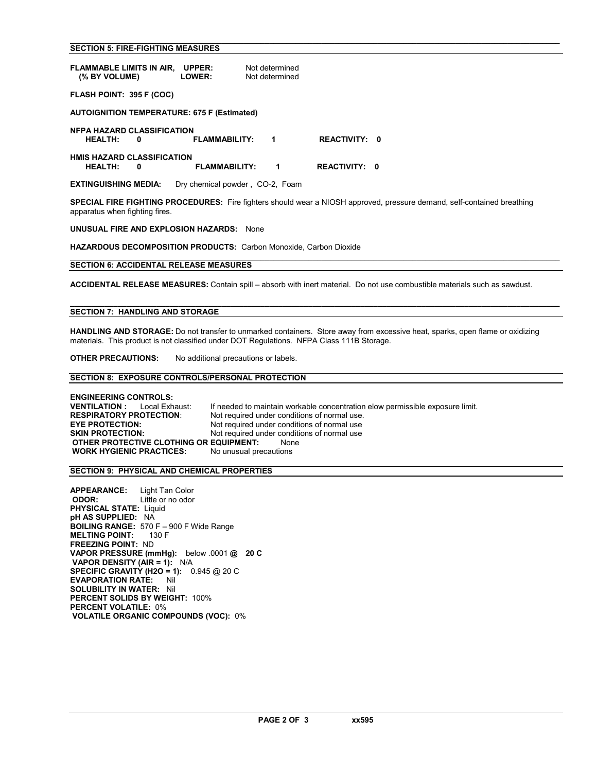## SECTION 5: FIRE-FIGHTING MEASURES

**FLAMMABLE LIMITS IN AIR, (% BY VOLUME)** **UPPER:** Not determined
**LOWER:** Not determined

**FLASH POINT: 395 F (COC)**

**AUTOIGNITION TEMPERATURE: 675 F (Estimated)**

**NFPA HAZARD CLASSIFICATION**
**HEALTH: 0** **FLAMMABILITY: 1** **REACTIVITY: 0**

**HMIS HAZARD CLASSIFICATION**
**HEALTH: 0** **FLAMMABILITY: 1** **REACTIVITY: 0**

**EXTINGUISHING MEDIA:** Dry chemical powder , CO-2, Foam

**SPECIAL FIRE FIGHTING PROCEDURES:** Fire fighters should wear a NIOSH approved, pressure demand, self-contained breathing apparatus when fighting fires.

**UNUSUAL FIRE AND EXPLOSION HAZARDS:** None

**HAZARDOUS DECOMPOSITION PRODUCTS:** Carbon Monoxide, Carbon Dioxide

## SECTION 6: ACCIDENTAL RELEASE MEASURES

**ACCIDENTAL RELEASE MEASURES:** Contain spill – absorb with inert material. Do not use combustible materials such as sawdust.

## SECTION 7: HANDLING AND STORAGE

**HANDLING AND STORAGE:** Do not transfer to unmarked containers. Store away from excessive heat, sparks, open flame or oxidizing materials. This product is not classified under DOT Regulations. NFPA Class 111B Storage.

**OTHER PRECAUTIONS:** No additional precautions or labels.

## SECTION 8: EXPOSURE CONTROLS/PERSONAL PROTECTION

**ENGINEERING CONTROLS:**
**VENTILATION :** Local Exhaust: If needed to maintain workable concentration elow permissible exposure limit.
**RESPIRATORY PROTECTION**: Not required under conditions of normal use.
**EYE PROTECTION:** Not required under conditions of normal use
**SKIN PROTECTION:** Not required under conditions of normal use
**OTHER PROTECTIVE CLOTHING OR EQUIPMENT:** None
**WORK HYGIENIC PRACTICES:** No unusual precautions

## SECTION 9: PHYSICAL AND CHEMICAL PROPERTIES

**APPEARANCE:** Light Tan Color
**ODOR:** Little or no odor
**PHYSICAL STATE:** Liquid
**pH AS SUPPLIED:** NA
**BOILING RANGE:** 570 F – 900 F Wide Range
**MELTING POINT:** 130 F
**FREEZING POINT:** ND
**VAPOR PRESSURE (mmHg):** below .0001 **@ 20 C**
**VAPOR DENSITY (AIR = 1):** N/A
**SPECIFIC GRAVITY (H2O = 1):** 0.945 @ 20 C
**EVAPORATION RATE:** Nil
**SOLUBILITY IN WATER:** Nil
**PERCENT SOLIDS BY WEIGHT:** 100%
**PERCENT VOLATILE:** 0%
**VOLATILE ORGANIC COMPOUNDS (VOC):** 0%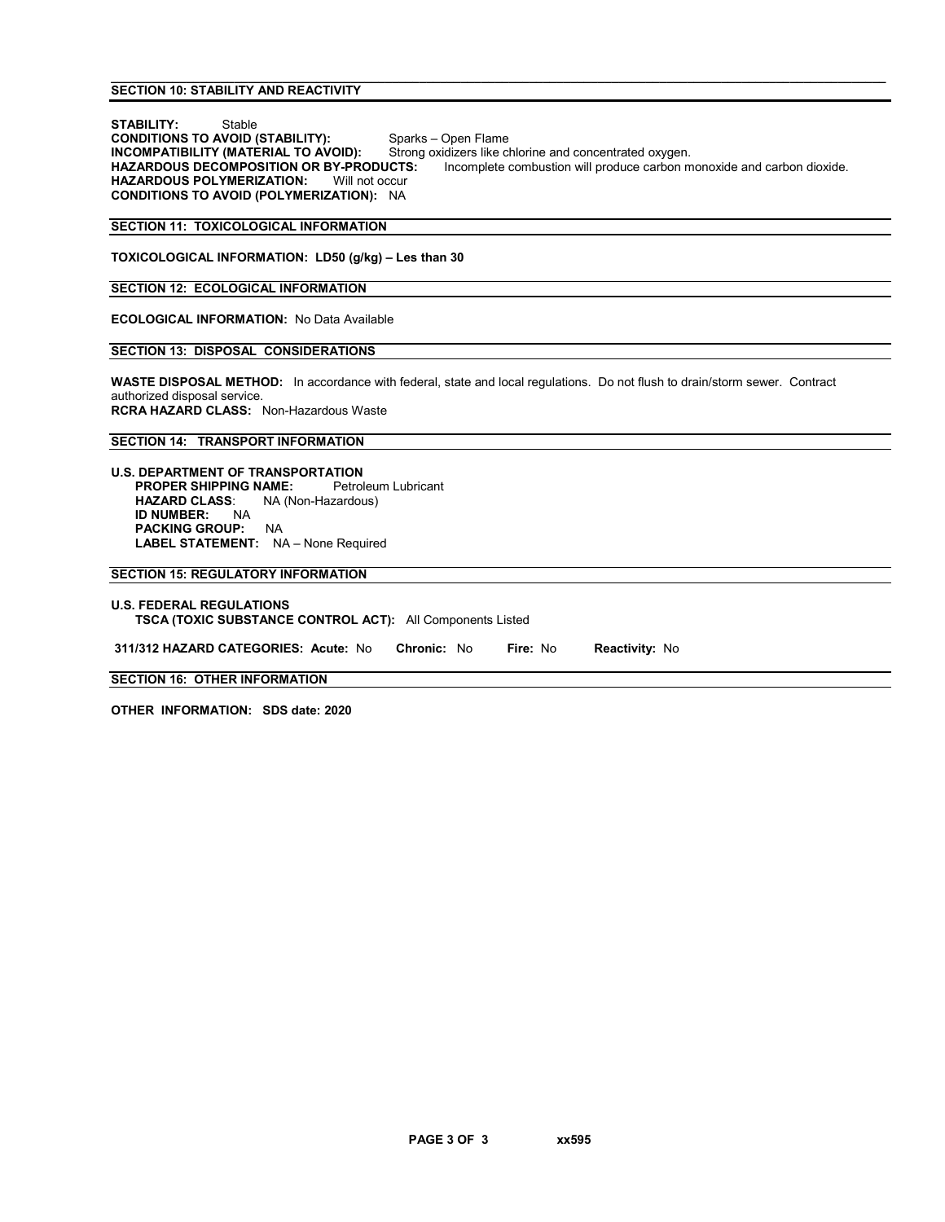## SECTION 10: STABILITY AND REACTIVITY

**STABILITY:** Stable
**CONDITIONS TO AVOID (STABILITY):** Sparks – Open Flame
**INCOMPATIBILITY (MATERIAL TO AVOID):** Strong oxidizers like chlorine and concentrated oxygen.
**HAZARDOUS DECOMPOSITION OR BY-PRODUCTS:** Incomplete combustion will produce carbon monoxide and carbon dioxide.
**HAZARDOUS POLYMERIZATION:** Will not occur
**CONDITIONS TO AVOID (POLYMERIZATION):** NA

## SECTION 11: TOXICOLOGICAL INFORMATION

**TOXICOLOGICAL INFORMATION: LD50 (g/kg) – Les than 30**

## SECTION 12: ECOLOGICAL INFORMATION

**ECOLOGICAL INFORMATION:** No Data Available

## SECTION 13: DISPOSAL CONSIDERATIONS

**WASTE DISPOSAL METHOD:** In accordance with federal, state and local regulations. Do not flush to drain/storm sewer. Contract authorized disposal service.
**RCRA HAZARD CLASS:** Non-Hazardous Waste

## SECTION 14: TRANSPORT INFORMATION

**U.S. DEPARTMENT OF TRANSPORTATION**
**PROPER SHIPPING NAME:** Petroleum Lubricant
**HAZARD CLASS**: NA (Non-Hazardous)
**ID NUMBER:** NA
**PACKING GROUP:** NA
**LABEL STATEMENT:** NA – None Required

## SECTION 15: REGULATORY INFORMATION

**U.S. FEDERAL REGULATIONS**
**TSCA (TOXIC SUBSTANCE CONTROL ACT):** All Components Listed

**311/312 HAZARD CATEGORIES: Acute:** No **Chronic:** No **Fire:** No **Reactivity:** No

## SECTION 16: OTHER INFORMATION

**OTHER INFORMATION: SDS date: 2020**

**xx595**